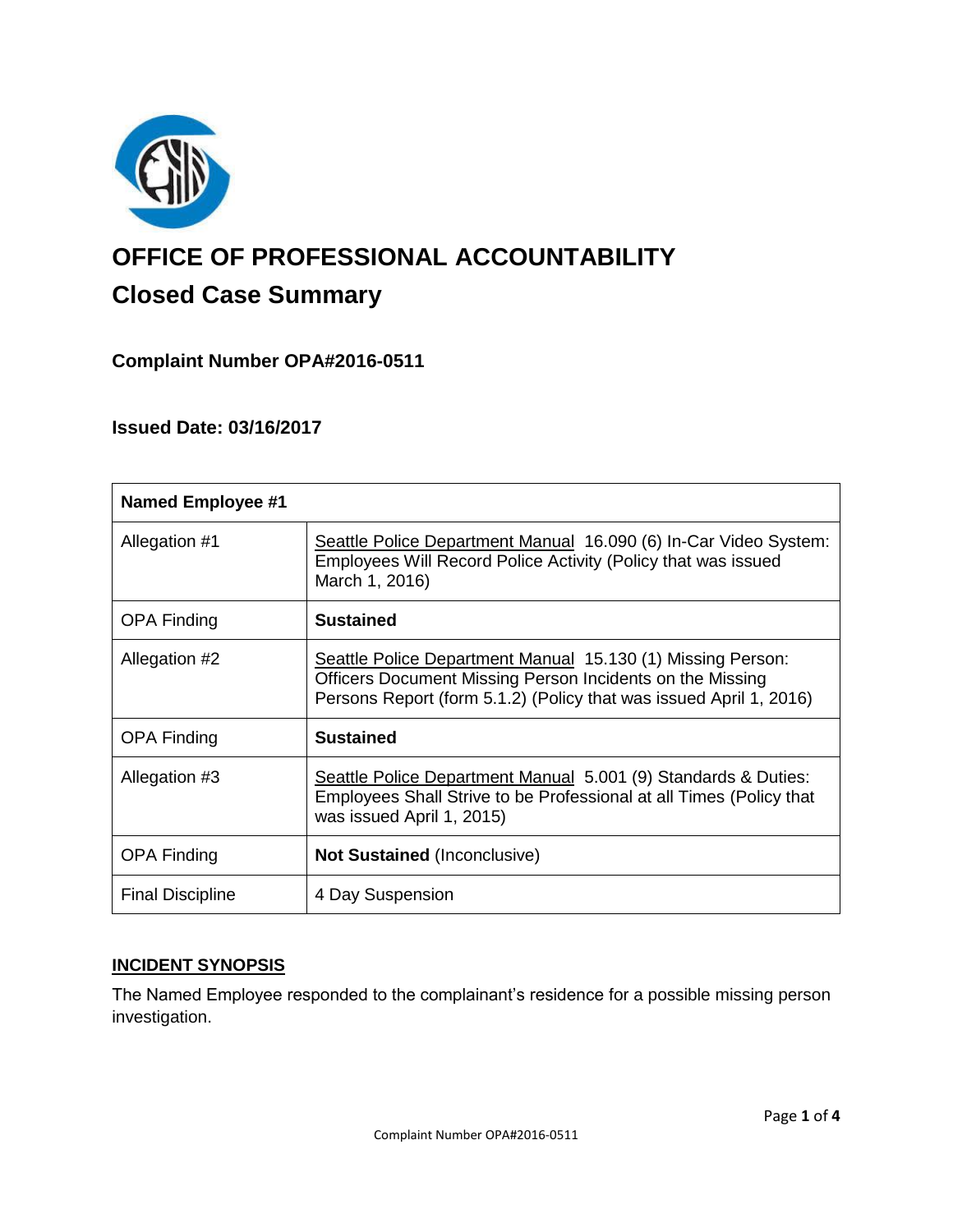# OFFICE OF PROFESSIONAL ACCOUNTABILITY

## Closed Case Summary

### Complaint Number OPA#2016-0511

### Issued Date: 03/16/2017

| Named Employee #1 | |
|---|---|
| Allegation #1 | Seattle Police Department Manual 16.090 (6) In-Car Video System: Employees Will Record Police Activity (Policy that was issued March 1, 2016) |
| OPA Finding | **Sustained** |
| Allegation #2 | Seattle Police Department Manual 15.130 (1) Missing Person: Officers Document Missing Person Incidents on the Missing Persons Report (form 5.1.2) (Policy that was issued April 1, 2016) |
| OPA Finding | **Sustained** |
| Allegation #3 | Seattle Police Department Manual 5.001 (9) Standards & Duties: Employees Shall Strive to be Professional at all Times (Policy that was issued April 1, 2015) |
| OPA Finding | **Not Sustained** (Inconclusive) |
| Final Discipline | 4 Day Suspension |

**INCIDENT SYNOPSIS**

The Named Employee responded to the complainant's residence for a possible missing person investigation.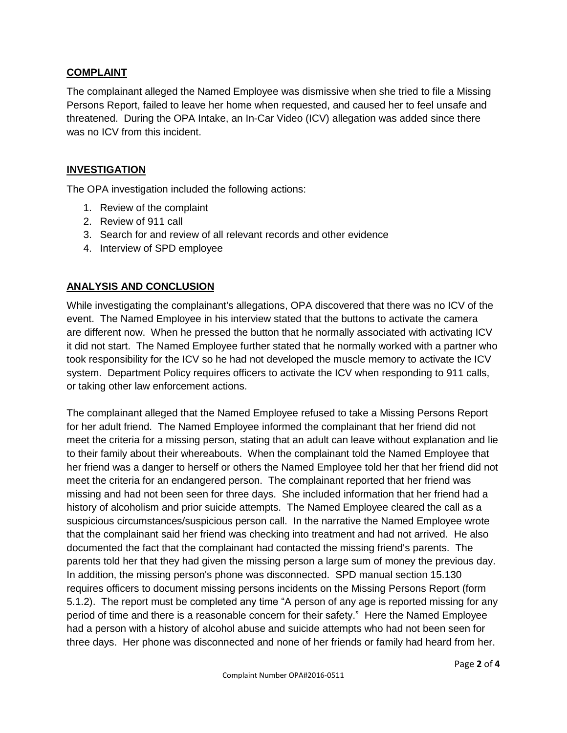## COMPLAINT

The complainant alleged the Named Employee was dismissive when she tried to file a Missing Persons Report, failed to leave her home when requested, and caused her to feel unsafe and threatened. During the OPA Intake, an In-Car Video (ICV) allegation was added since there was no ICV from this incident.

## INVESTIGATION

The OPA investigation included the following actions:

1. Review of the complaint
2. Review of 911 call
3. Search for and review of all relevant records and other evidence
4. Interview of SPD employee

## ANALYSIS AND CONCLUSION

While investigating the complainant's allegations, OPA discovered that there was no ICV of the event. The Named Employee in his interview stated that the buttons to activate the camera are different now. When he pressed the button that he normally associated with activating ICV it did not start. The Named Employee further stated that he normally worked with a partner who took responsibility for the ICV so he had not developed the muscle memory to activate the ICV system. Department Policy requires officers to activate the ICV when responding to 911 calls, or taking other law enforcement actions.

The complainant alleged that the Named Employee refused to take a Missing Persons Report for her adult friend. The Named Employee informed the complainant that her friend did not meet the criteria for a missing person, stating that an adult can leave without explanation and lie to their family about their whereabouts. When the complainant told the Named Employee that her friend was a danger to herself or others the Named Employee told her that her friend did not meet the criteria for an endangered person. The complainant reported that her friend was missing and had not been seen for three days. She included information that her friend had a history of alcoholism and prior suicide attempts. The Named Employee cleared the call as a suspicious circumstances/suspicious person call. In the narrative the Named Employee wrote that the complainant said her friend was checking into treatment and had not arrived. He also documented the fact that the complainant had contacted the missing friend's parents. The parents told her that they had given the missing person a large sum of money the previous day. In addition, the missing person's phone was disconnected. SPD manual section 15.130 requires officers to document missing persons incidents on the Missing Persons Report (form 5.1.2). The report must be completed any time "A person of any age is reported missing for any period of time and there is a reasonable concern for their safety." Here the Named Employee had a person with a history of alcohol abuse and suicide attempts who had not been seen for three days. Her phone was disconnected and none of her friends or family had heard from her.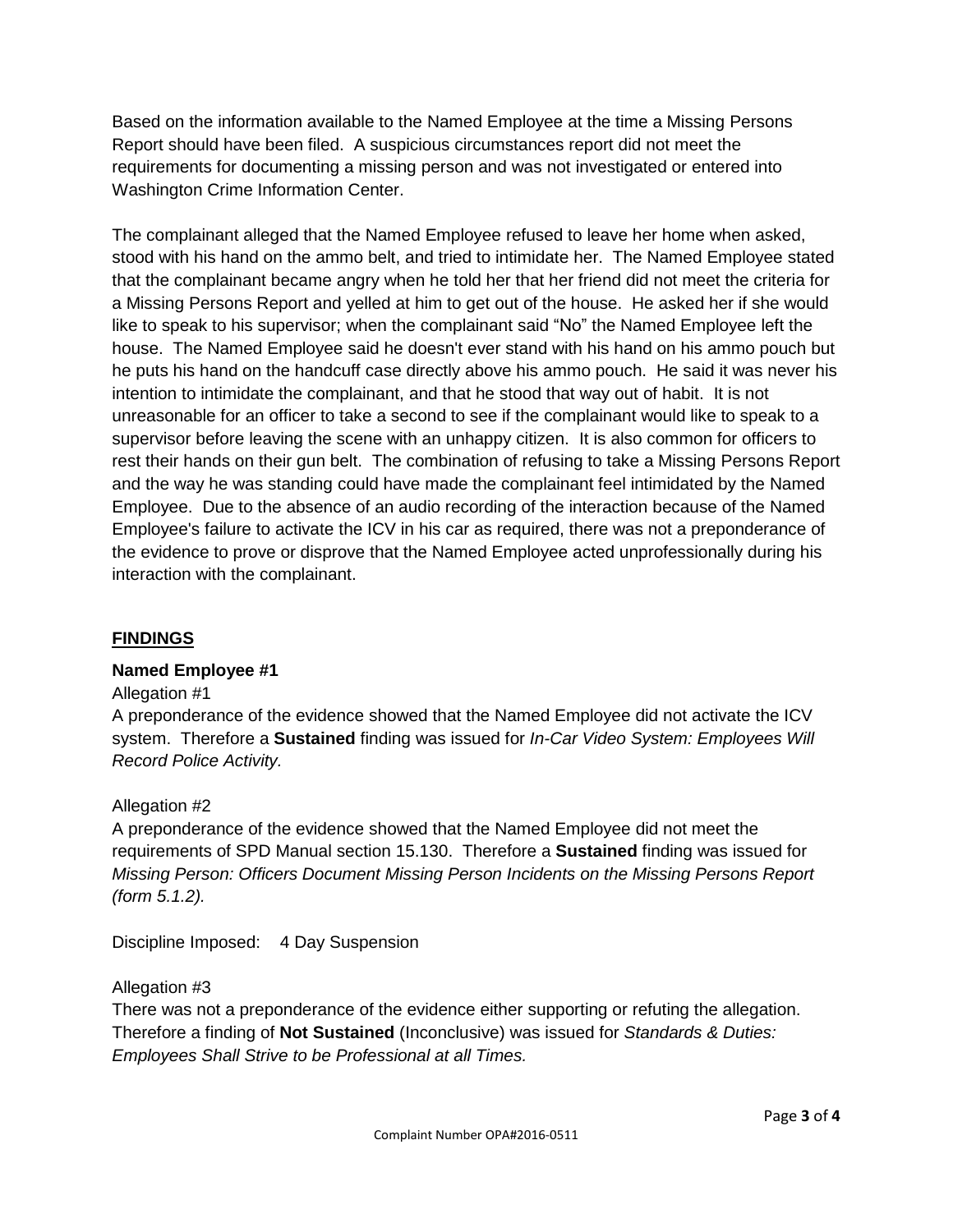Based on the information available to the Named Employee at the time a Missing Persons Report should have been filed. A suspicious circumstances report did not meet the requirements for documenting a missing person and was not investigated or entered into Washington Crime Information Center.

The complainant alleged that the Named Employee refused to leave her home when asked, stood with his hand on the ammo belt, and tried to intimidate her. The Named Employee stated that the complainant became angry when he told her that her friend did not meet the criteria for a Missing Persons Report and yelled at him to get out of the house. He asked her if she would like to speak to his supervisor; when the complainant said "No" the Named Employee left the house. The Named Employee said he doesn't ever stand with his hand on his ammo pouch but he puts his hand on the handcuff case directly above his ammo pouch. He said it was never his intention to intimidate the complainant, and that he stood that way out of habit. It is not unreasonable for an officer to take a second to see if the complainant would like to speak to a supervisor before leaving the scene with an unhappy citizen. It is also common for officers to rest their hands on their gun belt. The combination of refusing to take a Missing Persons Report and the way he was standing could have made the complainant feel intimidated by the Named Employee. Due to the absence of an audio recording of the interaction because of the Named Employee's failure to activate the ICV in his car as required, there was not a preponderance of the evidence to prove or disprove that the Named Employee acted unprofessionally during his interaction with the complainant.

## FINDINGS

**Named Employee #1**

Allegation #1

A preponderance of the evidence showed that the Named Employee did not activate the ICV system. Therefore a **Sustained** finding was issued for *In-Car Video System: Employees Will Record Police Activity.*

Allegation #2

A preponderance of the evidence showed that the Named Employee did not meet the requirements of SPD Manual section 15.130. Therefore a **Sustained** finding was issued for *Missing Person: Officers Document Missing Person Incidents on the Missing Persons Report (form 5.1.2).*

Discipline Imposed: 4 Day Suspension

Allegation #3

There was not a preponderance of the evidence either supporting or refuting the allegation. Therefore a finding of **Not Sustained** (Inconclusive) was issued for *Standards & Duties: Employees Shall Strive to be Professional at all Times.*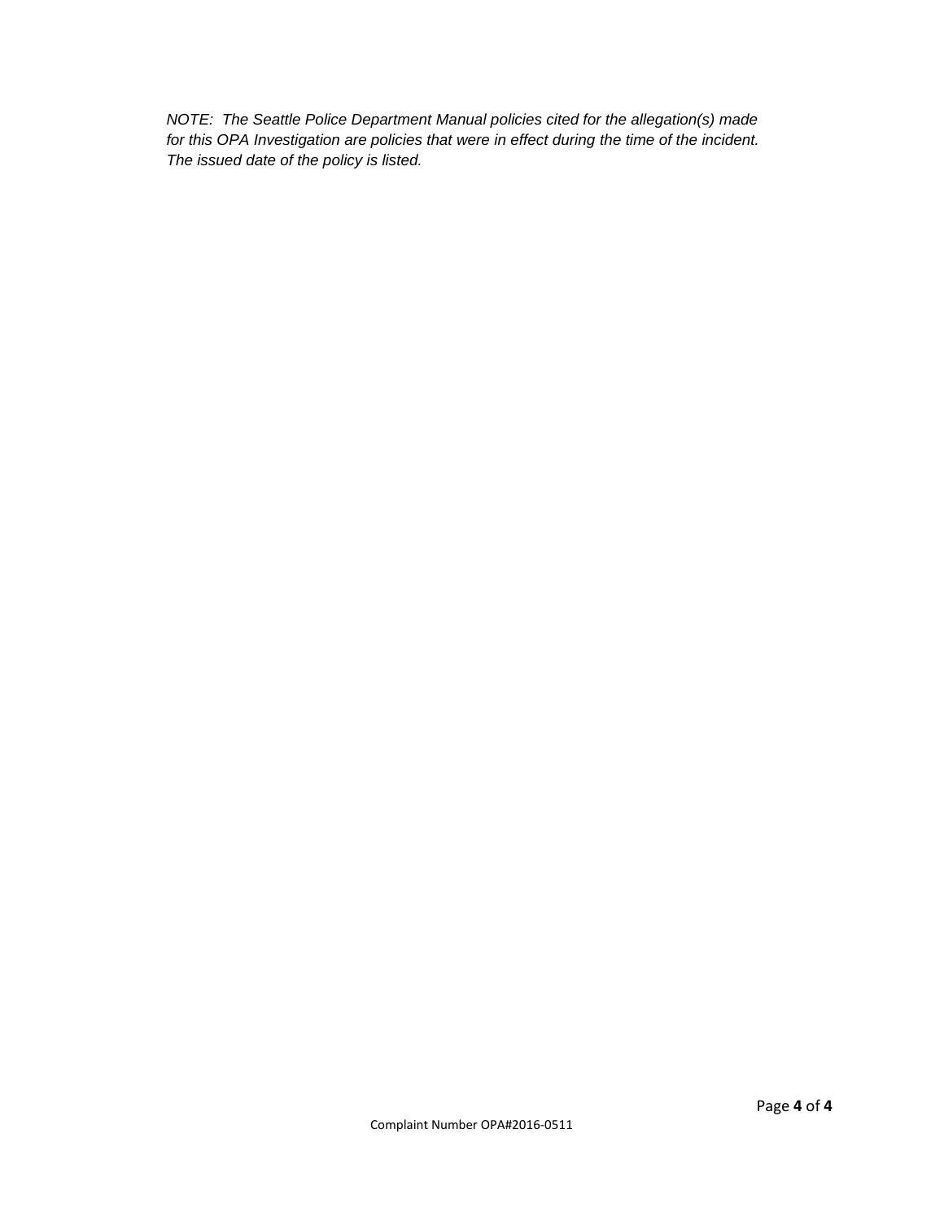*NOTE: The Seattle Police Department Manual policies cited for the allegation(s) made for this OPA Investigation are policies that were in effect during the time of the incident. The issued date of the policy is listed.*